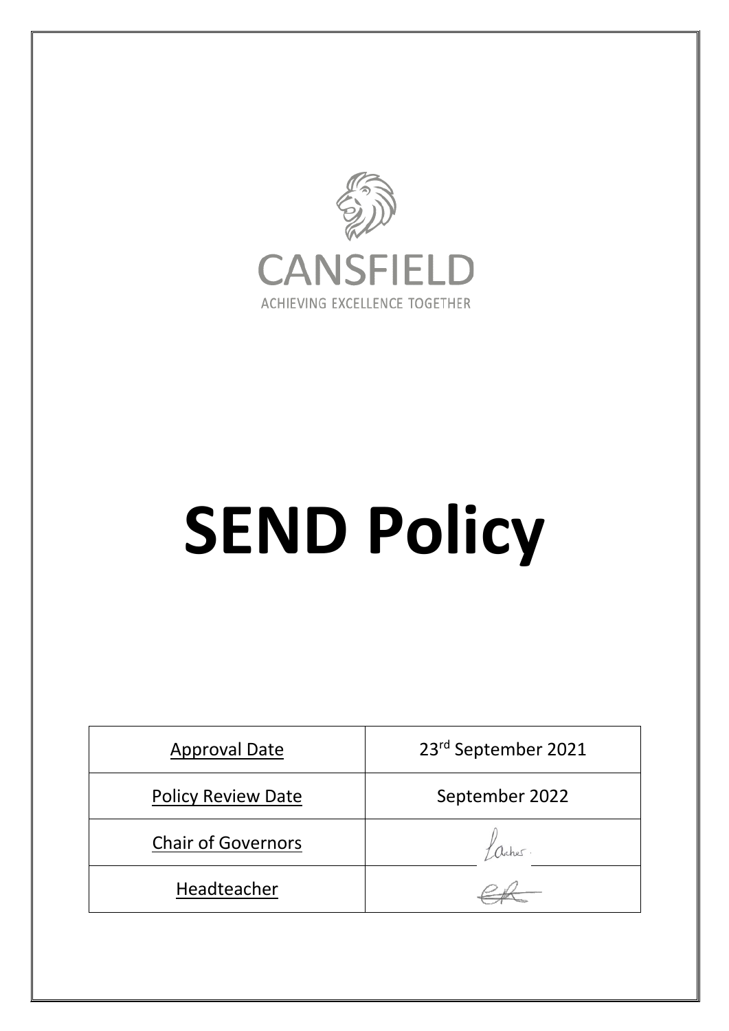CANSFIELD

ACHIEVING EXCELLENCE TOGETHER

# SEND Policy

| Approval Date | 23rd September 2021 |
|---|---|
| Policy Review Date | September 2022 |
| Chair of Governors | Archer |
| Headteacher | |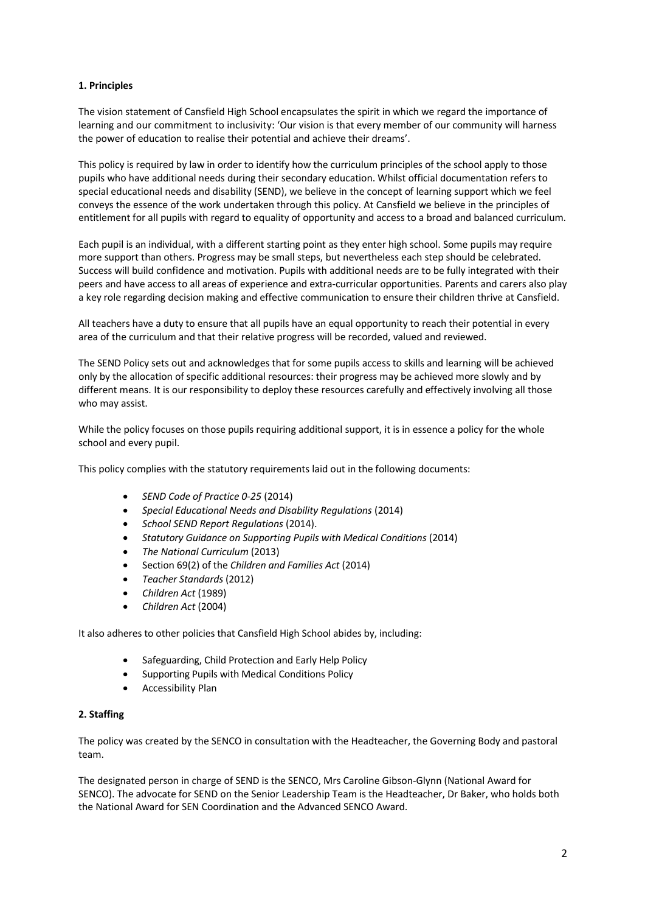**1. Principles**

The vision statement of Cansfield High School encapsulates the spirit in which we regard the importance of learning and our commitment to inclusivity: 'Our vision is that every member of our community will harness the power of education to realise their potential and achieve their dreams'.

This policy is required by law in order to identify how the curriculum principles of the school apply to those pupils who have additional needs during their secondary education. Whilst official documentation refers to special educational needs and disability (SEND), we believe in the concept of learning support which we feel conveys the essence of the work undertaken through this policy. At Cansfield we believe in the principles of entitlement for all pupils with regard to equality of opportunity and access to a broad and balanced curriculum.

Each pupil is an individual, with a different starting point as they enter high school. Some pupils may require more support than others. Progress may be small steps, but nevertheless each step should be celebrated. Success will build confidence and motivation. Pupils with additional needs are to be fully integrated with their peers and have access to all areas of experience and extra-curricular opportunities. Parents and carers also play a key role regarding decision making and effective communication to ensure their children thrive at Cansfield.

All teachers have a duty to ensure that all pupils have an equal opportunity to reach their potential in every area of the curriculum and that their relative progress will be recorded, valued and reviewed.

The SEND Policy sets out and acknowledges that for some pupils access to skills and learning will be achieved only by the allocation of specific additional resources: their progress may be achieved more slowly and by different means. It is our responsibility to deploy these resources carefully and effectively involving all those who may assist.

While the policy focuses on those pupils requiring additional support, it is in essence a policy for the whole school and every pupil.

This policy complies with the statutory requirements laid out in the following documents:

- *SEND Code of Practice 0-25* (2014)
- *Special Educational Needs and Disability Regulations* (2014)
- *School SEND Report Regulations* (2014).
- *Statutory Guidance on Supporting Pupils with Medical Conditions* (2014)
- *The National Curriculum* (2013)
- Section 69(2) of the *Children and Families Act* (2014)
- *Teacher Standards* (2012)
- *Children Act* (1989)
- *Children Act* (2004)

It also adheres to other policies that Cansfield High School abides by, including:

- Safeguarding, Child Protection and Early Help Policy
- Supporting Pupils with Medical Conditions Policy
- Accessibility Plan

**2. Staffing**

The policy was created by the SENCO in consultation with the Headteacher, the Governing Body and pastoral team.

The designated person in charge of SEND is the SENCO, Mrs Caroline Gibson-Glynn (National Award for SENCO). The advocate for SEND on the Senior Leadership Team is the Headteacher, Dr Baker, who holds both the National Award for SEN Coordination and the Advanced SENCO Award.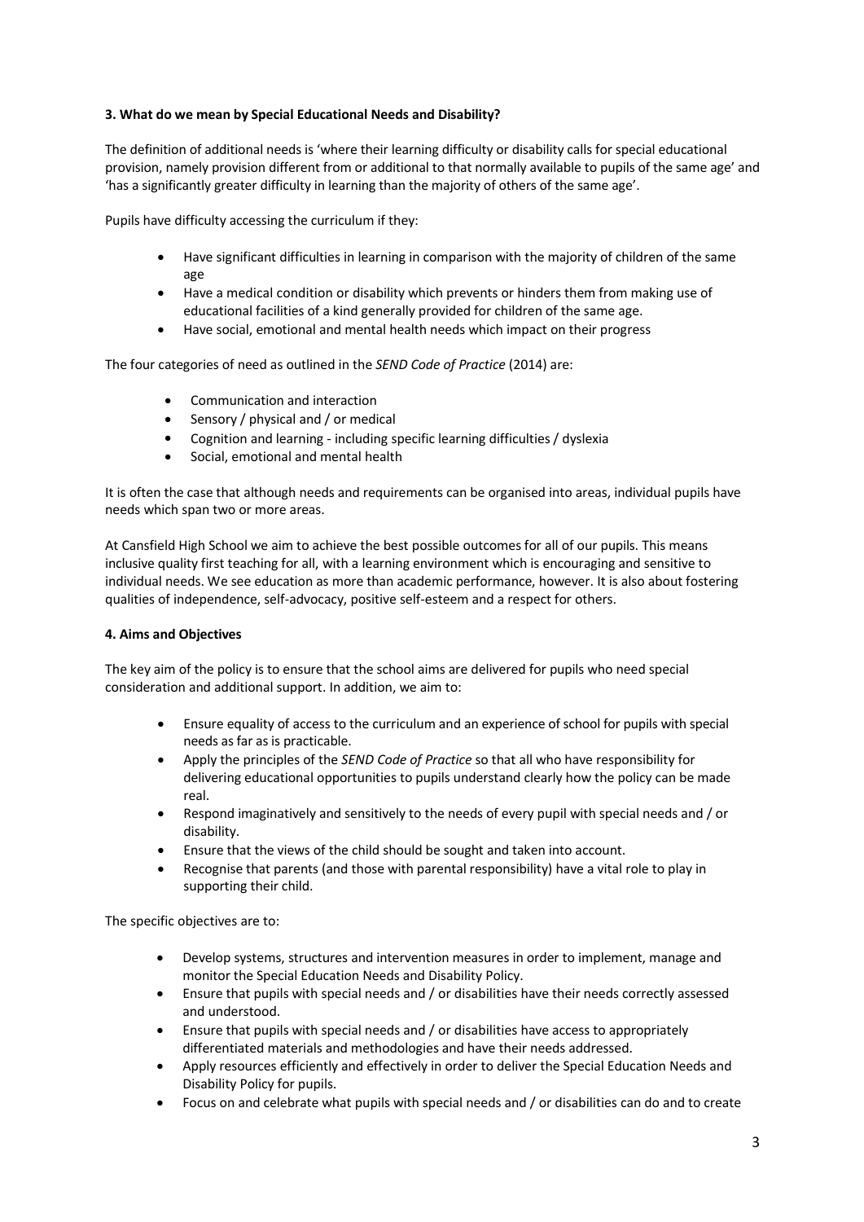**3. What do we mean by Special Educational Needs and Disability?**

The definition of additional needs is 'where their learning difficulty or disability calls for special educational provision, namely provision different from or additional to that normally available to pupils of the same age' and 'has a significantly greater difficulty in learning than the majority of others of the same age'.

Pupils have difficulty accessing the curriculum if they:

- Have significant difficulties in learning in comparison with the majority of children of the same age
- Have a medical condition or disability which prevents or hinders them from making use of educational facilities of a kind generally provided for children of the same age.
- Have social, emotional and mental health needs which impact on their progress

The four categories of need as outlined in the *SEND Code of Practice* (2014) are:

- Communication and interaction
- Sensory / physical and / or medical
- Cognition and learning - including specific learning difficulties / dyslexia
- Social, emotional and mental health

It is often the case that although needs and requirements can be organised into areas, individual pupils have needs which span two or more areas.

At Cansfield High School we aim to achieve the best possible outcomes for all of our pupils. This means inclusive quality first teaching for all, with a learning environment which is encouraging and sensitive to individual needs. We see education as more than academic performance, however. It is also about fostering qualities of independence, self-advocacy, positive self-esteem and a respect for others.

**4. Aims and Objectives**

The key aim of the policy is to ensure that the school aims are delivered for pupils who need special consideration and additional support. In addition, we aim to:

- Ensure equality of access to the curriculum and an experience of school for pupils with special needs as far as is practicable.
- Apply the principles of the *SEND Code of Practice* so that all who have responsibility for delivering educational opportunities to pupils understand clearly how the policy can be made real.
- Respond imaginatively and sensitively to the needs of every pupil with special needs and / or disability.
- Ensure that the views of the child should be sought and taken into account.
- Recognise that parents (and those with parental responsibility) have a vital role to play in supporting their child.

The specific objectives are to:

- Develop systems, structures and intervention measures in order to implement, manage and monitor the Special Education Needs and Disability Policy.
- Ensure that pupils with special needs and / or disabilities have their needs correctly assessed and understood.
- Ensure that pupils with special needs and / or disabilities have access to appropriately differentiated materials and methodologies and have their needs addressed.
- Apply resources efficiently and effectively in order to deliver the Special Education Needs and Disability Policy for pupils.
- Focus on and celebrate what pupils with special needs and / or disabilities can do and to create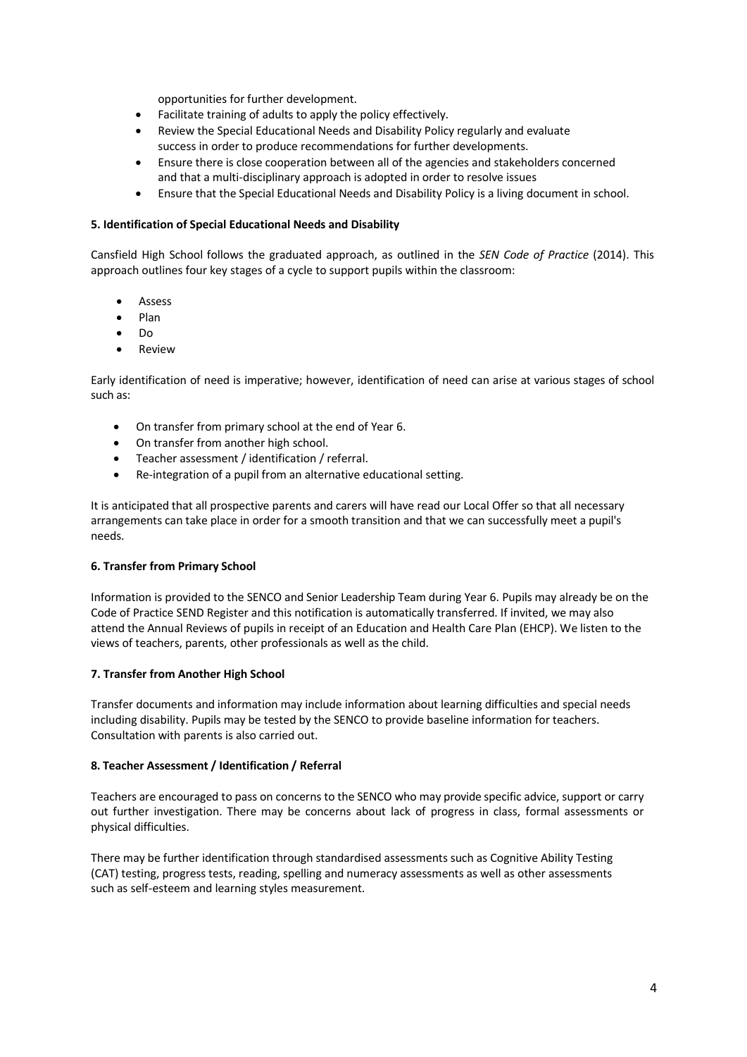opportunities for further development.

- Facilitate training of adults to apply the policy effectively.
- Review the Special Educational Needs and Disability Policy regularly and evaluate success in order to produce recommendations for further developments.
- Ensure there is close cooperation between all of the agencies and stakeholders concerned and that a multi-disciplinary approach is adopted in order to resolve issues
- Ensure that the Special Educational Needs and Disability Policy is a living document in school.

**5. Identification of Special Educational Needs and Disability**

Cansfield High School follows the graduated approach, as outlined in the *SEN Code of Practice* (2014). This approach outlines four key stages of a cycle to support pupils within the classroom:

- Assess
- Plan
- Do
- Review

Early identification of need is imperative; however, identification of need can arise at various stages of school such as:

- On transfer from primary school at the end of Year 6.
- On transfer from another high school.
- Teacher assessment / identification / referral.
- Re-integration of a pupil from an alternative educational setting.

It is anticipated that all prospective parents and carers will have read our Local Offer so that all necessary arrangements can take place in order for a smooth transition and that we can successfully meet a pupil's needs.

**6. Transfer from Primary School**

Information is provided to the SENCO and Senior Leadership Team during Year 6. Pupils may already be on the Code of Practice SEND Register and this notification is automatically transferred. If invited, we may also attend the Annual Reviews of pupils in receipt of an Education and Health Care Plan (EHCP). We listen to the views of teachers, parents, other professionals as well as the child.

**7. Transfer from Another High School**

Transfer documents and information may include information about learning difficulties and special needs including disability. Pupils may be tested by the SENCO to provide baseline information for teachers. Consultation with parents is also carried out.

**8. Teacher Assessment / Identification / Referral**

Teachers are encouraged to pass on concerns to the SENCO who may provide specific advice, support or carry out further investigation. There may be concerns about lack of progress in class, formal assessments or physical difficulties.

There may be further identification through standardised assessments such as Cognitive Ability Testing (CAT) testing, progress tests, reading, spelling and numeracy assessments as well as other assessments such as self-esteem and learning styles measurement.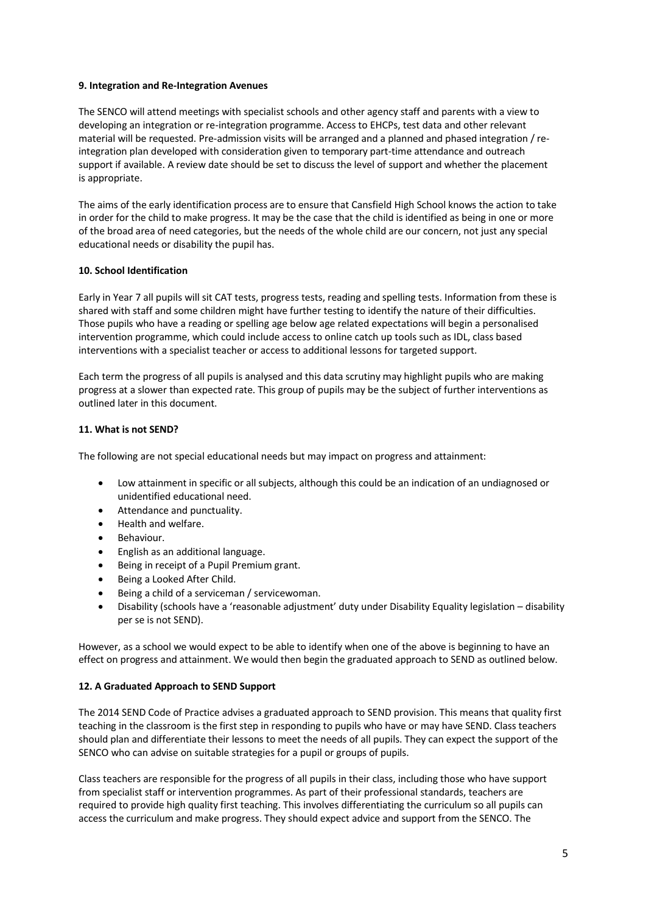**9. Integration and Re-Integration Avenues**

The SENCO will attend meetings with specialist schools and other agency staff and parents with a view to developing an integration or re-integration programme. Access to EHCPs, test data and other relevant material will be requested. Pre-admission visits will be arranged and a planned and phased integration / re-integration plan developed with consideration given to temporary part-time attendance and outreach support if available. A review date should be set to discuss the level of support and whether the placement is appropriate.

The aims of the early identification process are to ensure that Cansfield High School knows the action to take in order for the child to make progress. It may be the case that the child is identified as being in one or more of the broad area of need categories, but the needs of the whole child are our concern, not just any special educational needs or disability the pupil has.

**10. School Identification**

Early in Year 7 all pupils will sit CAT tests, progress tests, reading and spelling tests. Information from these is shared with staff and some children might have further testing to identify the nature of their difficulties. Those pupils who have a reading or spelling age below age related expectations will begin a personalised intervention programme, which could include access to online catch up tools such as IDL, class based interventions with a specialist teacher or access to additional lessons for targeted support.

Each term the progress of all pupils is analysed and this data scrutiny may highlight pupils who are making progress at a slower than expected rate. This group of pupils may be the subject of further interventions as outlined later in this document.

**11. What is not SEND?**

The following are not special educational needs but may impact on progress and attainment:

- Low attainment in specific or all subjects, although this could be an indication of an undiagnosed or unidentified educational need.
- Attendance and punctuality.
- Health and welfare.
- Behaviour.
- English as an additional language.
- Being in receipt of a Pupil Premium grant.
- Being a Looked After Child.
- Being a child of a serviceman / servicewoman.
- Disability (schools have a 'reasonable adjustment' duty under Disability Equality legislation – disability per se is not SEND).

However, as a school we would expect to be able to identify when one of the above is beginning to have an effect on progress and attainment. We would then begin the graduated approach to SEND as outlined below.

**12. A Graduated Approach to SEND Support**

The 2014 SEND Code of Practice advises a graduated approach to SEND provision. This means that quality first teaching in the classroom is the first step in responding to pupils who have or may have SEND. Class teachers should plan and differentiate their lessons to meet the needs of all pupils. They can expect the support of the SENCO who can advise on suitable strategies for a pupil or groups of pupils.

Class teachers are responsible for the progress of all pupils in their class, including those who have support from specialist staff or intervention programmes. As part of their professional standards, teachers are required to provide high quality first teaching. This involves differentiating the curriculum so all pupils can access the curriculum and make progress. They should expect advice and support from the SENCO. The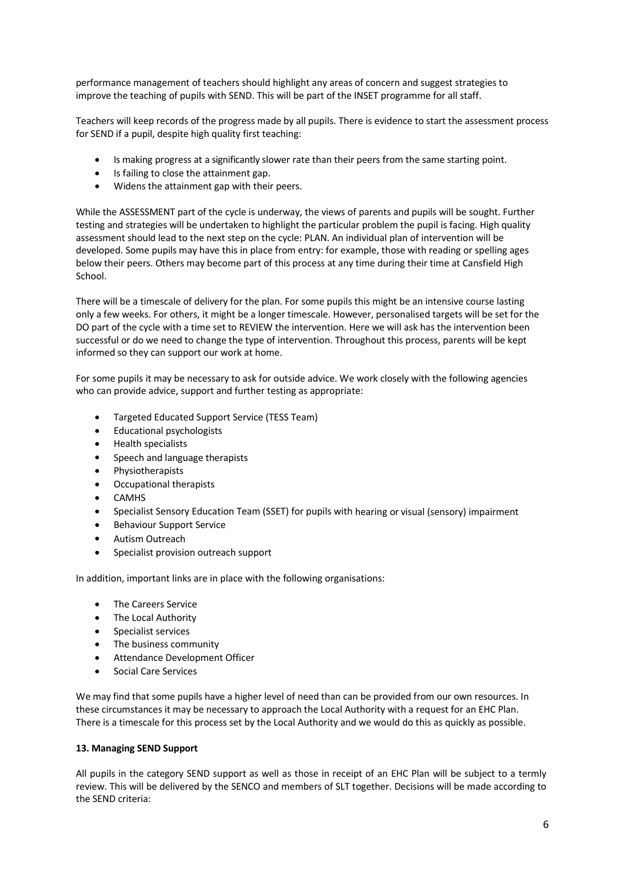performance management of teachers should highlight any areas of concern and suggest strategies to improve the teaching of pupils with SEND. This will be part of the INSET programme for all staff.

Teachers will keep records of the progress made by all pupils. There is evidence to start the assessment process for SEND if a pupil, despite high quality first teaching:

- Is making progress at a significantly slower rate than their peers from the same starting point.
- Is failing to close the attainment gap.
- Widens the attainment gap with their peers.

While the ASSESSMENT part of the cycle is underway, the views of parents and pupils will be sought. Further testing and strategies will be undertaken to highlight the particular problem the pupil is facing. High quality assessment should lead to the next step on the cycle: PLAN. An individual plan of intervention will be developed. Some pupils may have this in place from entry: for example, those with reading or spelling ages below their peers. Others may become part of this process at any time during their time at Cansfield High School.

There will be a timescale of delivery for the plan. For some pupils this might be an intensive course lasting only a few weeks. For others, it might be a longer timescale. However, personalised targets will be set for the DO part of the cycle with a time set to REVIEW the intervention. Here we will ask has the intervention been successful or do we need to change the type of intervention. Throughout this process, parents will be kept informed so they can support our work at home.

For some pupils it may be necessary to ask for outside advice. We work closely with the following agencies who can provide advice, support and further testing as appropriate:

- Targeted Educated Support Service (TESS Team)
- Educational psychologists
- Health specialists
- Speech and language therapists
- Physiotherapists
- Occupational therapists
- CAMHS
- Specialist Sensory Education Team (SSET) for pupils with hearing or visual (sensory) impairment
- Behaviour Support Service
- Autism Outreach
- Specialist provision outreach support

In addition, important links are in place with the following organisations:

- The Careers Service
- The Local Authority
- Specialist services
- The business community
- Attendance Development Officer
- Social Care Services

We may find that some pupils have a higher level of need than can be provided from our own resources. In these circumstances it may be necessary to approach the Local Authority with a request for an EHC Plan. There is a timescale for this process set by the Local Authority and we would do this as quickly as possible.

**13. Managing SEND Support**

All pupils in the category SEND support as well as those in receipt of an EHC Plan will be subject to a termly review. This will be delivered by the SENCO and members of SLT together. Decisions will be made according to the SEND criteria: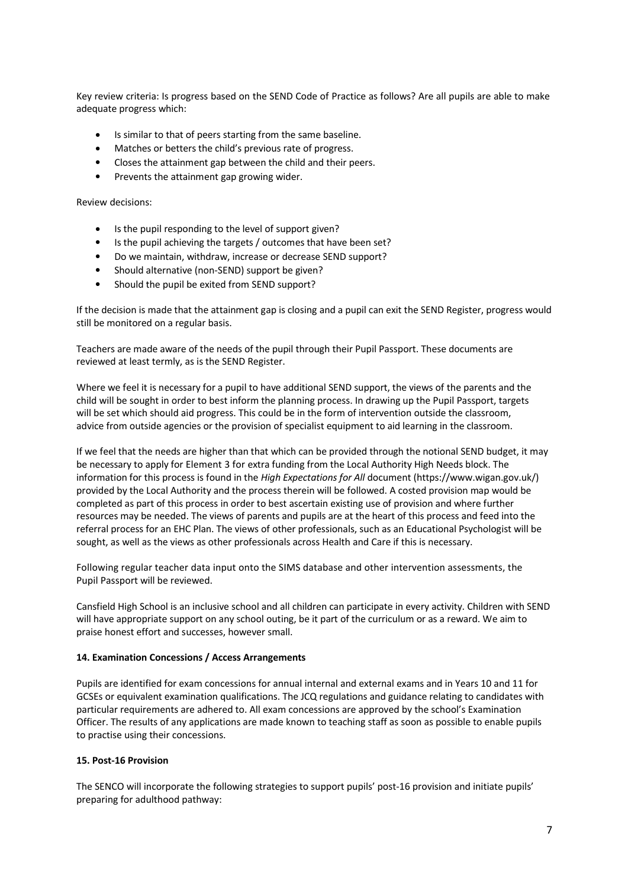Key review criteria: Is progress based on the SEND Code of Practice as follows? Are all pupils are able to make adequate progress which:

- Is similar to that of peers starting from the same baseline.
- Matches or betters the child's previous rate of progress.
- Closes the attainment gap between the child and their peers.
- Prevents the attainment gap growing wider.

Review decisions:

- Is the pupil responding to the level of support given?
- Is the pupil achieving the targets / outcomes that have been set?
- Do we maintain, withdraw, increase or decrease SEND support?
- Should alternative (non-SEND) support be given?
- Should the pupil be exited from SEND support?

If the decision is made that the attainment gap is closing and a pupil can exit the SEND Register, progress would still be monitored on a regular basis.

Teachers are made aware of the needs of the pupil through their Pupil Passport. These documents are reviewed at least termly, as is the SEND Register.

Where we feel it is necessary for a pupil to have additional SEND support, the views of the parents and the child will be sought in order to best inform the planning process. In drawing up the Pupil Passport, targets will be set which should aid progress. This could be in the form of intervention outside the classroom, advice from outside agencies or the provision of specialist equipment to aid learning in the classroom.

If we feel that the needs are higher than that which can be provided through the notional SEND budget, it may be necessary to apply for Element 3 for extra funding from the Local Authority High Needs block. The information for this process is found in the *High Expectations for All* document (https://www.wigan.gov.uk/) provided by the Local Authority and the process therein will be followed. A costed provision map would be completed as part of this process in order to best ascertain existing use of provision and where further resources may be needed. The views of parents and pupils are at the heart of this process and feed into the referral process for an EHC Plan. The views of other professionals, such as an Educational Psychologist will be sought, as well as the views as other professionals across Health and Care if this is necessary.

Following regular teacher data input onto the SIMS database and other intervention assessments, the Pupil Passport will be reviewed.

Cansfield High School is an inclusive school and all children can participate in every activity. Children with SEND will have appropriate support on any school outing, be it part of the curriculum or as a reward. We aim to praise honest effort and successes, however small.

**14. Examination Concessions / Access Arrangements**

Pupils are identified for exam concessions for annual internal and external exams and in Years 10 and 11 for GCSEs or equivalent examination qualifications. The JCQ regulations and guidance relating to candidates with particular requirements are adhered to. All exam concessions are approved by the school's Examination Officer. The results of any applications are made known to teaching staff as soon as possible to enable pupils to practise using their concessions.

**15. Post-16 Provision**

The SENCO will incorporate the following strategies to support pupils' post-16 provision and initiate pupils' preparing for adulthood pathway: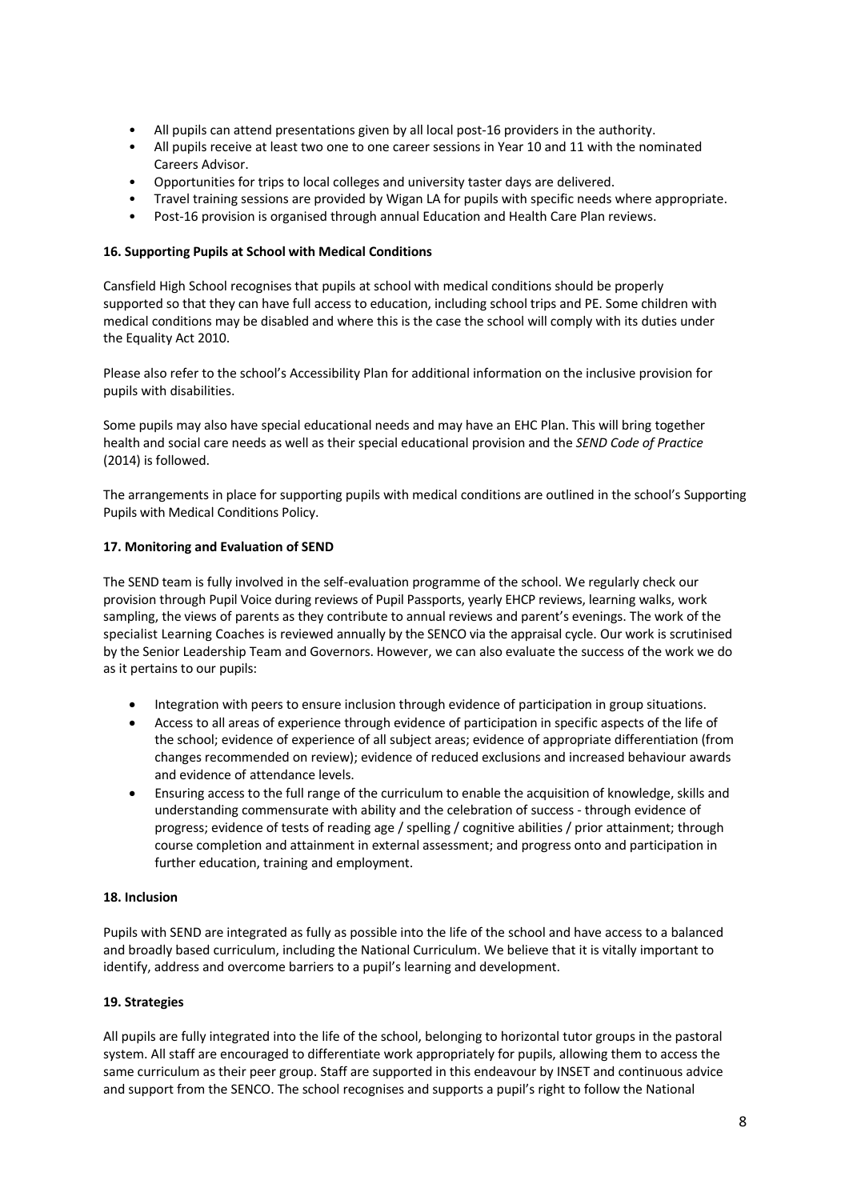- All pupils can attend presentations given by all local post-16 providers in the authority.
- All pupils receive at least two one to one career sessions in Year 10 and 11 with the nominated Careers Advisor.
- Opportunities for trips to local colleges and university taster days are delivered.
- Travel training sessions are provided by Wigan LA for pupils with specific needs where appropriate.
- Post-16 provision is organised through annual Education and Health Care Plan reviews.

**16. Supporting Pupils at School with Medical Conditions**

Cansfield High School recognises that pupils at school with medical conditions should be properly supported so that they can have full access to education, including school trips and PE. Some children with medical conditions may be disabled and where this is the case the school will comply with its duties under the Equality Act 2010.

Please also refer to the school's Accessibility Plan for additional information on the inclusive provision for pupils with disabilities.

Some pupils may also have special educational needs and may have an EHC Plan. This will bring together health and social care needs as well as their special educational provision and the *SEND Code of Practice* (2014) is followed.

The arrangements in place for supporting pupils with medical conditions are outlined in the school's Supporting Pupils with Medical Conditions Policy.

**17. Monitoring and Evaluation of SEND**

The SEND team is fully involved in the self-evaluation programme of the school. We regularly check our provision through Pupil Voice during reviews of Pupil Passports, yearly EHCP reviews, learning walks, work sampling, the views of parents as they contribute to annual reviews and parent's evenings. The work of the specialist Learning Coaches is reviewed annually by the SENCO via the appraisal cycle. Our work is scrutinised by the Senior Leadership Team and Governors. However, we can also evaluate the success of the work we do as it pertains to our pupils:

- Integration with peers to ensure inclusion through evidence of participation in group situations.
- Access to all areas of experience through evidence of participation in specific aspects of the life of the school; evidence of experience of all subject areas; evidence of appropriate differentiation (from changes recommended on review); evidence of reduced exclusions and increased behaviour awards and evidence of attendance levels.
- Ensuring access to the full range of the curriculum to enable the acquisition of knowledge, skills and understanding commensurate with ability and the celebration of success - through evidence of progress; evidence of tests of reading age / spelling / cognitive abilities / prior attainment; through course completion and attainment in external assessment; and progress onto and participation in further education, training and employment.

**18. Inclusion**

Pupils with SEND are integrated as fully as possible into the life of the school and have access to a balanced and broadly based curriculum, including the National Curriculum. We believe that it is vitally important to identify, address and overcome barriers to a pupil's learning and development.

**19. Strategies**

All pupils are fully integrated into the life of the school, belonging to horizontal tutor groups in the pastoral system. All staff are encouraged to differentiate work appropriately for pupils, allowing them to access the same curriculum as their peer group. Staff are supported in this endeavour by INSET and continuous advice and support from the SENCO. The school recognises and supports a pupil's right to follow the National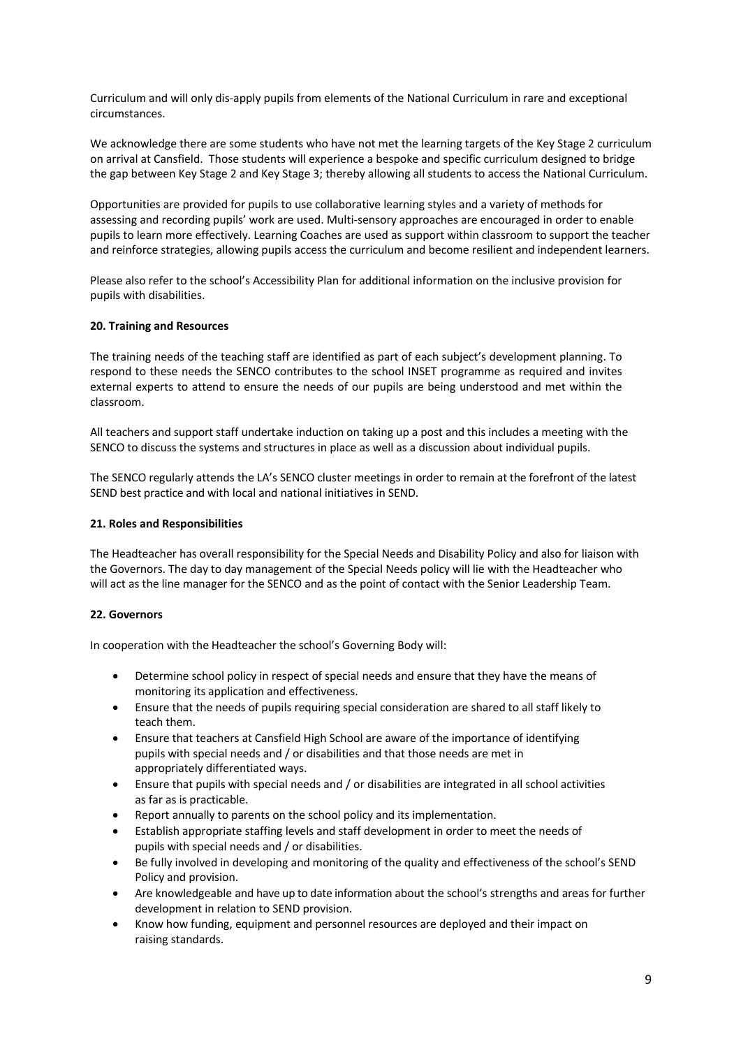Curriculum and will only dis-apply pupils from elements of the National Curriculum in rare and exceptional circumstances.

We acknowledge there are some students who have not met the learning targets of the Key Stage 2 curriculum on arrival at Cansfield. Those students will experience a bespoke and specific curriculum designed to bridge the gap between Key Stage 2 and Key Stage 3; thereby allowing all students to access the National Curriculum.

Opportunities are provided for pupils to use collaborative learning styles and a variety of methods for assessing and recording pupils' work are used. Multi-sensory approaches are encouraged in order to enable pupils to learn more effectively. Learning Coaches are used as support within classroom to support the teacher and reinforce strategies, allowing pupils access the curriculum and become resilient and independent learners.

Please also refer to the school's Accessibility Plan for additional information on the inclusive provision for pupils with disabilities.

**20. Training and Resources**

The training needs of the teaching staff are identified as part of each subject's development planning. To respond to these needs the SENCO contributes to the school INSET programme as required and invites external experts to attend to ensure the needs of our pupils are being understood and met within the classroom.

All teachers and support staff undertake induction on taking up a post and this includes a meeting with the SENCO to discuss the systems and structures in place as well as a discussion about individual pupils.

The SENCO regularly attends the LA's SENCO cluster meetings in order to remain at the forefront of the latest SEND best practice and with local and national initiatives in SEND.

**21. Roles and Responsibilities**

The Headteacher has overall responsibility for the Special Needs and Disability Policy and also for liaison with the Governors. The day to day management of the Special Needs policy will lie with the Headteacher who will act as the line manager for the SENCO and as the point of contact with the Senior Leadership Team.

**22. Governors**

In cooperation with the Headteacher the school's Governing Body will:

- Determine school policy in respect of special needs and ensure that they have the means of monitoring its application and effectiveness.
- Ensure that the needs of pupils requiring special consideration are shared to all staff likely to teach them.
- Ensure that teachers at Cansfield High School are aware of the importance of identifying pupils with special needs and / or disabilities and that those needs are met in appropriately differentiated ways.
- Ensure that pupils with special needs and / or disabilities are integrated in all school activities as far as is practicable.
- Report annually to parents on the school policy and its implementation.
- Establish appropriate staffing levels and staff development in order to meet the needs of pupils with special needs and / or disabilities.
- Be fully involved in developing and monitoring of the quality and effectiveness of the school's SEND Policy and provision.
- Are knowledgeable and have up to date information about the school's strengths and areas for further development in relation to SEND provision.
- Know how funding, equipment and personnel resources are deployed and their impact on raising standards.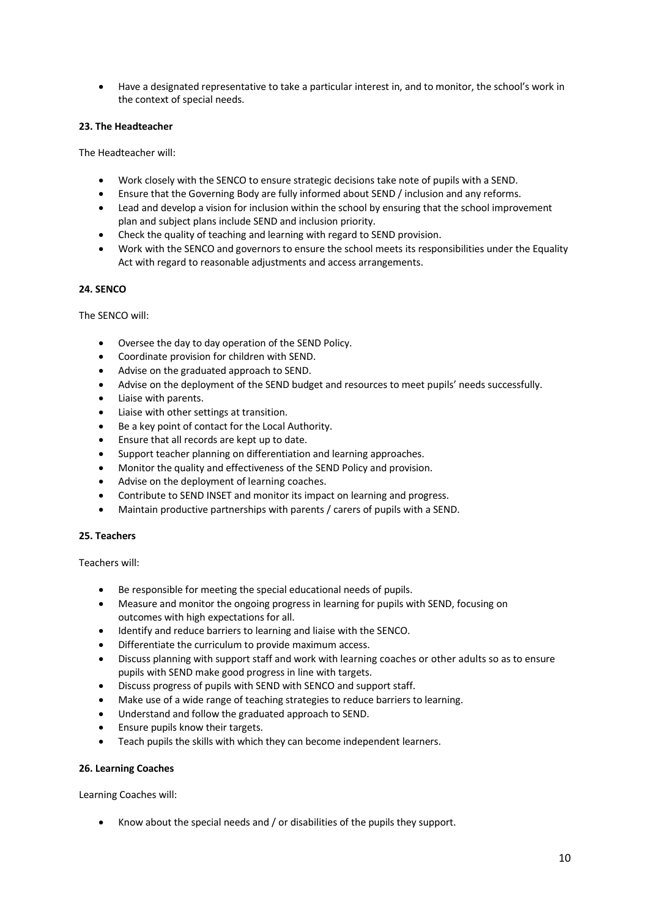- Have a designated representative to take a particular interest in, and to monitor, the school's work in the context of special needs.

**23. The Headteacher**

The Headteacher will:

- Work closely with the SENCO to ensure strategic decisions take note of pupils with a SEND.
- Ensure that the Governing Body are fully informed about SEND / inclusion and any reforms.
- Lead and develop a vision for inclusion within the school by ensuring that the school improvement plan and subject plans include SEND and inclusion priority.
- Check the quality of teaching and learning with regard to SEND provision.
- Work with the SENCO and governors to ensure the school meets its responsibilities under the Equality Act with regard to reasonable adjustments and access arrangements.

**24. SENCO**

The SENCO will:

- Oversee the day to day operation of the SEND Policy.
- Coordinate provision for children with SEND.
- Advise on the graduated approach to SEND.
- Advise on the deployment of the SEND budget and resources to meet pupils' needs successfully.
- Liaise with parents.
- Liaise with other settings at transition.
- Be a key point of contact for the Local Authority.
- Ensure that all records are kept up to date.
- Support teacher planning on differentiation and learning approaches.
- Monitor the quality and effectiveness of the SEND Policy and provision.
- Advise on the deployment of learning coaches.
- Contribute to SEND INSET and monitor its impact on learning and progress.
- Maintain productive partnerships with parents / carers of pupils with a SEND.

**25. Teachers**

Teachers will:

- Be responsible for meeting the special educational needs of pupils.
- Measure and monitor the ongoing progress in learning for pupils with SEND, focusing on outcomes with high expectations for all.
- Identify and reduce barriers to learning and liaise with the SENCO.
- Differentiate the curriculum to provide maximum access.
- Discuss planning with support staff and work with learning coaches or other adults so as to ensure pupils with SEND make good progress in line with targets.
- Discuss progress of pupils with SEND with SENCO and support staff.
- Make use of a wide range of teaching strategies to reduce barriers to learning.
- Understand and follow the graduated approach to SEND.
- Ensure pupils know their targets.
- Teach pupils the skills with which they can become independent learners.

**26. Learning Coaches**

Learning Coaches will:

- Know about the special needs and / or disabilities of the pupils they support.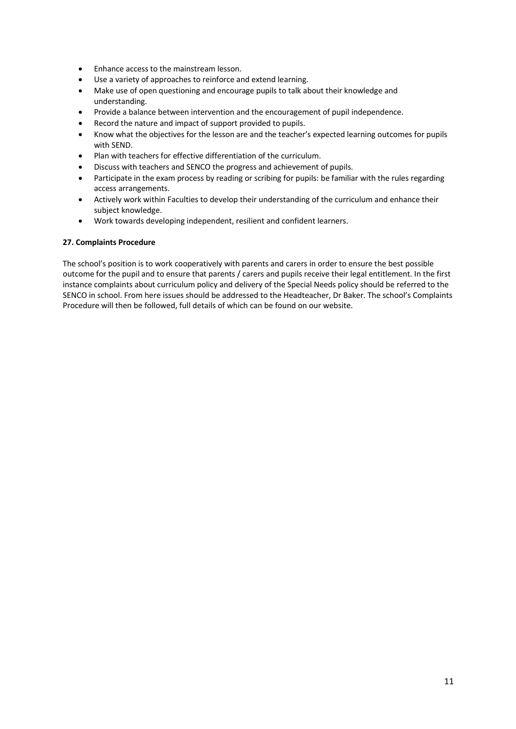- Enhance access to the mainstream lesson.
- Use a variety of approaches to reinforce and extend learning.
- Make use of open questioning and encourage pupils to talk about their knowledge and understanding.
- Provide a balance between intervention and the encouragement of pupil independence.
- Record the nature and impact of support provided to pupils.
- Know what the objectives for the lesson are and the teacher's expected learning outcomes for pupils with SEND.
- Plan with teachers for effective differentiation of the curriculum.
- Discuss with teachers and SENCO the progress and achievement of pupils.
- Participate in the exam process by reading or scribing for pupils: be familiar with the rules regarding access arrangements.
- Actively work within Faculties to develop their understanding of the curriculum and enhance their subject knowledge.
- Work towards developing independent, resilient and confident learners.

**27. Complaints Procedure**

The school's position is to work cooperatively with parents and carers in order to ensure the best possible outcome for the pupil and to ensure that parents / carers and pupils receive their legal entitlement. In the first instance complaints about curriculum policy and delivery of the Special Needs policy should be referred to the SENCO in school. From here issues should be addressed to the Headteacher, Dr Baker. The school's Complaints Procedure will then be followed, full details of which can be found on our website.